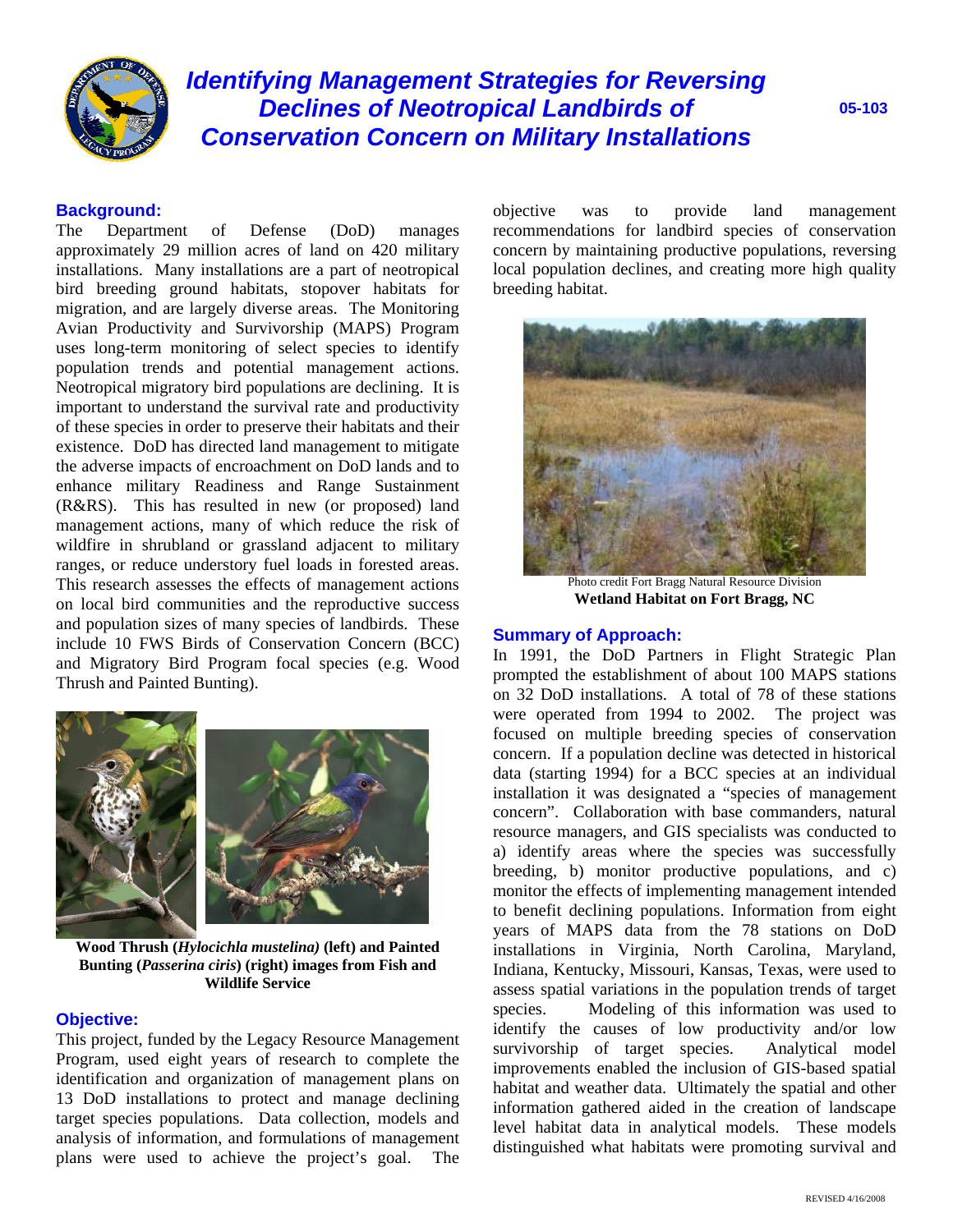# Identifying Management Strategies for Reversing Declines of Neotropical Landbirds of Conservation Concern on Military Installations

05-103

## Background:

The Department of Defense (DoD) manages approximately 29 million acres of land on 420 military installations. Many installations are a part of neotropical bird breeding ground habitats, stopover habitats for migration, and are largely diverse areas. The Monitoring Avian Productivity and Survivorship (MAPS) Program uses long-term monitoring of select species to identify population trends and potential management actions. Neotropical migratory bird populations are declining. It is important to understand the survival rate and productivity of these species in order to preserve their habitats and their existence. DoD has directed land management to mitigate the adverse impacts of encroachment on DoD lands and to enhance military Readiness and Range Sustainment (R&RS). This has resulted in new (or proposed) land management actions, many of which reduce the risk of wildfire in shrubland or grassland adjacent to military ranges, or reduce understory fuel loads in forested areas. This research assesses the effects of management actions on local bird communities and the reproductive success and population sizes of many species of landbirds. These include 10 FWS Birds of Conservation Concern (BCC) and Migratory Bird Program focal species (e.g. Wood Thrush and Painted Bunting).

**Wood Thrush (*Hylocichla mustelina*) (left) and Painted Bunting (*Passerina ciris*) (right) images from Fish and Wildlife Service**

## Objective:

This project, funded by the Legacy Resource Management Program, used eight years of research to complete the identification and organization of management plans on 13 DoD installations to protect and manage declining target species populations. Data collection, models and analysis of information, and formulations of management plans were used to achieve the project's goal. The objective was to provide land management recommendations for landbird species of conservation concern by maintaining productive populations, reversing local population declines, and creating more high quality breeding habitat.

Photo credit Fort Bragg Natural Resource Division

**Wetland Habitat on Fort Bragg, NC**

## Summary of Approach:

In 1991, the DoD Partners in Flight Strategic Plan prompted the establishment of about 100 MAPS stations on 32 DoD installations. A total of 78 of these stations were operated from 1994 to 2002. The project was focused on multiple breeding species of conservation concern. If a population decline was detected in historical data (starting 1994) for a BCC species at an individual installation it was designated a "species of management concern". Collaboration with base commanders, natural resource managers, and GIS specialists was conducted to a) identify areas where the species was successfully breeding, b) monitor productive populations, and c) monitor the effects of implementing management intended to benefit declining populations. Information from eight years of MAPS data from the 78 stations on DoD installations in Virginia, North Carolina, Maryland, Indiana, Kentucky, Missouri, Kansas, Texas, were used to assess spatial variations in the population trends of target species. Modeling of this information was used to identify the causes of low productivity and/or low survivorship of target species. Analytical model improvements enabled the inclusion of GIS-based spatial habitat and weather data. Ultimately the spatial and other information gathered aided in the creation of landscape level habitat data in analytical models. These models distinguished what habitats were promoting survival and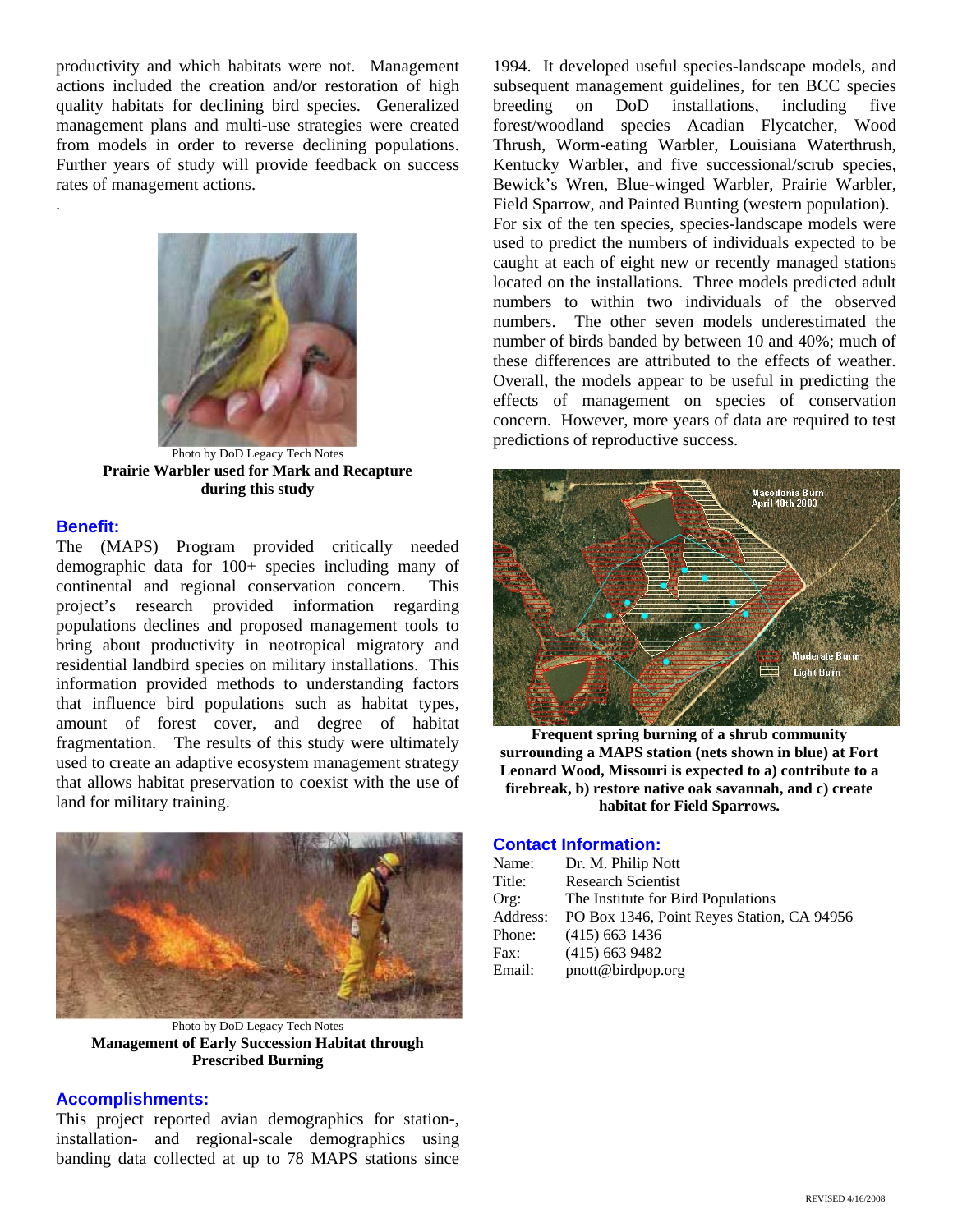productivity and which habitats were not. Management actions included the creation and/or restoration of high quality habitats for declining bird species. Generalized management plans and multi-use strategies were created from models in order to reverse declining populations. Further years of study will provide feedback on success rates of management actions.

.

Photo by DoD Legacy Tech Notes
**Prairie Warbler used for Mark and Recapture during this study**

## Benefit:

The (MAPS) Program provided critically needed demographic data for 100+ species including many of continental and regional conservation concern. This project's research provided information regarding populations declines and proposed management tools to bring about productivity in neotropical migratory and residential landbird species on military installations. This information provided methods to understanding factors that influence bird populations such as habitat types, amount of forest cover, and degree of habitat fragmentation. The results of this study were ultimately used to create an adaptive ecosystem management strategy that allows habitat preservation to coexist with the use of land for military training.

Photo by DoD Legacy Tech Notes
**Management of Early Succession Habitat through Prescribed Burning**

## Accomplishments:

This project reported avian demographics for station-, installation- and regional-scale demographics using banding data collected at up to 78 MAPS stations since 1994. It developed useful species-landscape models, and subsequent management guidelines, for ten BCC species breeding on DoD installations, including five forest/woodland species Acadian Flycatcher, Wood Thrush, Worm-eating Warbler, Louisiana Waterthrush, Kentucky Warbler, and five successional/scrub species, Bewick's Wren, Blue-winged Warbler, Prairie Warbler, Field Sparrow, and Painted Bunting (western population). For six of the ten species, species-landscape models were used to predict the numbers of individuals expected to be caught at each of eight new or recently managed stations located on the installations. Three models predicted adult numbers to within two individuals of the observed numbers. The other seven models underestimated the number of birds banded by between 10 and 40%; much of these differences are attributed to the effects of weather. Overall, the models appear to be useful in predicting the effects of management on species of conservation concern. However, more years of data are required to test predictions of reproductive success.

Macedonia Burn
April 10th 2003
Moderate Burn
Light Burn

**Frequent spring burning of a shrub community surrounding a MAPS station (nets shown in blue) at Fort Leonard Wood, Missouri is expected to a) contribute to a firebreak, b) restore native oak savannah, and c) create habitat for Field Sparrows.**

## Contact Information:

| | |
|---|---|
| Name: | Dr. M. Philip Nott |
| Title: | Research Scientist |
| Org: | The Institute for Bird Populations |
| Address: | PO Box 1346, Point Reyes Station, CA 94956 |
| Phone: | (415) 663 1436 |
| Fax: | (415) 663 9482 |
| Email: | pnott@birdpop.org |

REVISED 4/16/2008